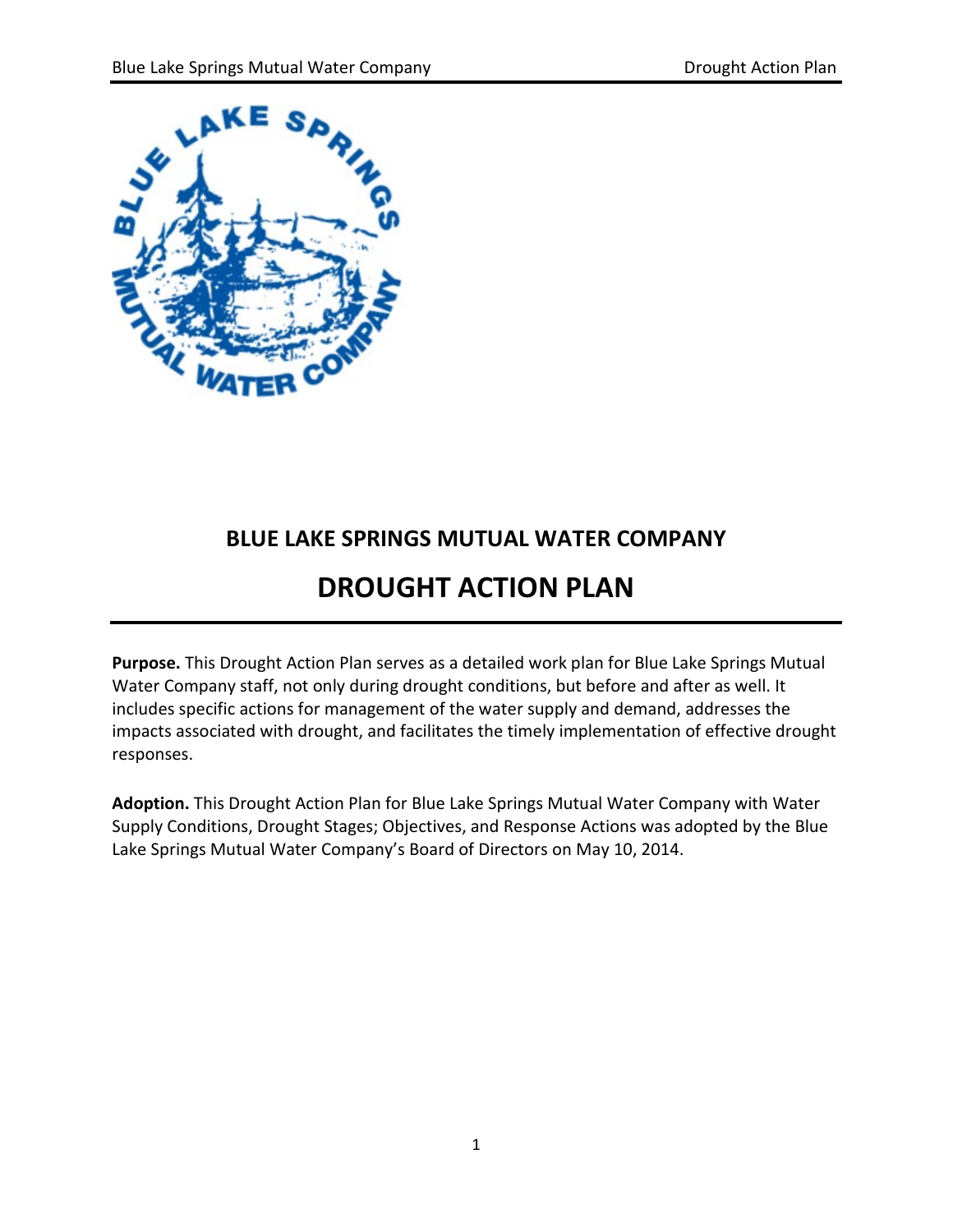# BLUE LAKE SPRINGS MUTUAL WATER COMPANY

# DROUGHT ACTION PLAN

**Purpose.** This Drought Action Plan serves as a detailed work plan for Blue Lake Springs Mutual Water Company staff, not only during drought conditions, but before and after as well. It includes specific actions for management of the water supply and demand, addresses the impacts associated with drought, and facilitates the timely implementation of effective drought responses.

**Adoption.** This Drought Action Plan for Blue Lake Springs Mutual Water Company with Water Supply Conditions, Drought Stages; Objectives, and Response Actions was adopted by the Blue Lake Springs Mutual Water Company's Board of Directors on May 10, 2014.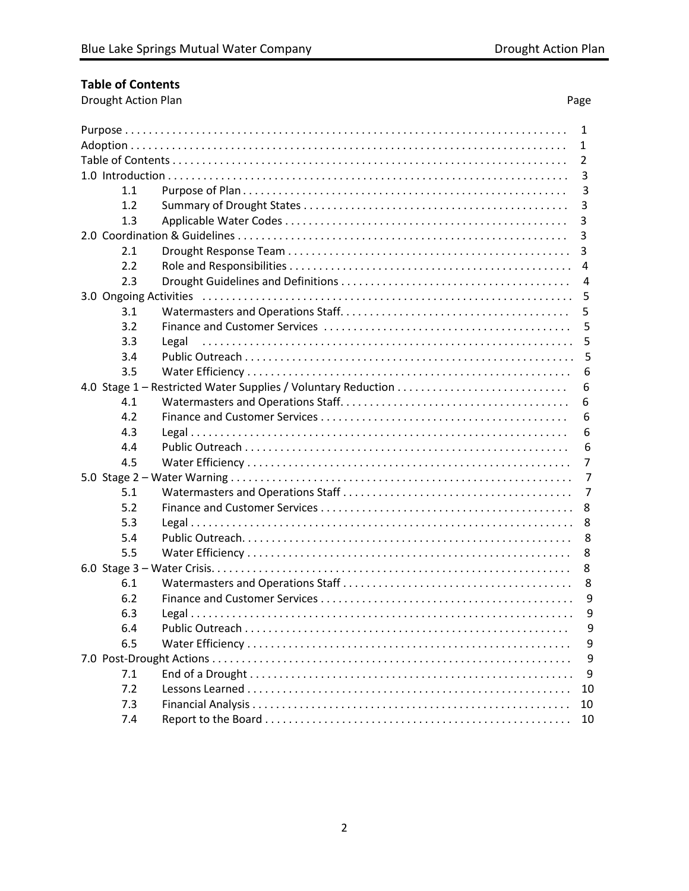## Table of Contents

Drought Action Plan

| | | Page |
|---|---|---|
| Purpose | | 1 |
| Adoption | | 1 |
| Table of Contents | | 2 |
| 1.0 Introduction | | 3 |
| 1.1 | Purpose of Plan | 3 |
| 1.2 | Summary of Drought States | 3 |
| 1.3 | Applicable Water Codes | 3 |
| 2.0 Coordination & Guidelines | | 3 |
| 2.1 | Drought Response Team | 3 |
| 2.2 | Role and Responsibilities | 4 |
| 2.3 | Drought Guidelines and Definitions | 4 |
| 3.0 Ongoing Activities | | 5 |
| 3.1 | Watermasters and Operations Staff | 5 |
| 3.2 | Finance and Customer Services | 5 |
| 3.3 | Legal | 5 |
| 3.4 | Public Outreach | 5 |
| 3.5 | Water Efficiency | 6 |
| 4.0 Stage 1 – Restricted Water Supplies / Voluntary Reduction | | 6 |
| 4.1 | Watermasters and Operations Staff | 6 |
| 4.2 | Finance and Customer Services | 6 |
| 4.3 | Legal | 6 |
| 4.4 | Public Outreach | 6 |
| 4.5 | Water Efficiency | 7 |
| 5.0 Stage 2 – Water Warning | | 7 |
| 5.1 | Watermasters and Operations Staff | 7 |
| 5.2 | Finance and Customer Services | 8 |
| 5.3 | Legal | 8 |
| 5.4 | Public Outreach | 8 |
| 5.5 | Water Efficiency | 8 |
| 6.0 Stage 3 – Water Crisis | | 8 |
| 6.1 | Watermasters and Operations Staff | 8 |
| 6.2 | Finance and Customer Services | 9 |
| 6.3 | Legal | 9 |
| 6.4 | Public Outreach | 9 |
| 6.5 | Water Efficiency | 9 |
| 7.0 Post-Drought Actions | | 9 |
| 7.1 | End of a Drought | 9 |
| 7.2 | Lessons Learned | 10 |
| 7.3 | Financial Analysis | 10 |
| 7.4 | Report to the Board | 10 |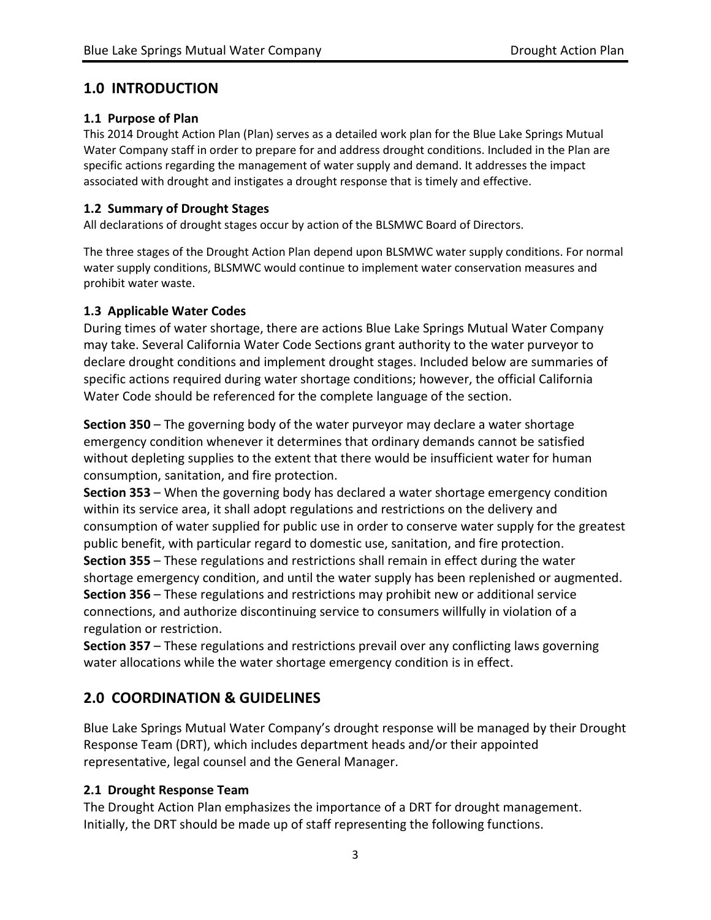## 1.0 INTRODUCTION

### 1.1 Purpose of Plan

This 2014 Drought Action Plan (Plan) serves as a detailed work plan for the Blue Lake Springs Mutual Water Company staff in order to prepare for and address drought conditions. Included in the Plan are specific actions regarding the management of water supply and demand. It addresses the impact associated with drought and instigates a drought response that is timely and effective.

### 1.2 Summary of Drought Stages

All declarations of drought stages occur by action of the BLSMWC Board of Directors.

The three stages of the Drought Action Plan depend upon BLSMWC water supply conditions. For normal water supply conditions, BLSMWC would continue to implement water conservation measures and prohibit water waste.

### 1.3 Applicable Water Codes

During times of water shortage, there are actions Blue Lake Springs Mutual Water Company may take. Several California Water Code Sections grant authority to the water purveyor to declare drought conditions and implement drought stages. Included below are summaries of specific actions required during water shortage conditions; however, the official California Water Code should be referenced for the complete language of the section.

**Section 350** – The governing body of the water purveyor may declare a water shortage emergency condition whenever it determines that ordinary demands cannot be satisfied without depleting supplies to the extent that there would be insufficient water for human consumption, sanitation, and fire protection.

**Section 353** – When the governing body has declared a water shortage emergency condition within its service area, it shall adopt regulations and restrictions on the delivery and consumption of water supplied for public use in order to conserve water supply for the greatest public benefit, with particular regard to domestic use, sanitation, and fire protection.

**Section 355** – These regulations and restrictions shall remain in effect during the water shortage emergency condition, and until the water supply has been replenished or augmented.

**Section 356** – These regulations and restrictions may prohibit new or additional service connections, and authorize discontinuing service to consumers willfully in violation of a regulation or restriction.

**Section 357** – These regulations and restrictions prevail over any conflicting laws governing water allocations while the water shortage emergency condition is in effect.

## 2.0 COORDINATION & GUIDELINES

Blue Lake Springs Mutual Water Company's drought response will be managed by their Drought Response Team (DRT), which includes department heads and/or their appointed representative, legal counsel and the General Manager.

### 2.1 Drought Response Team

The Drought Action Plan emphasizes the importance of a DRT for drought management. Initially, the DRT should be made up of staff representing the following functions.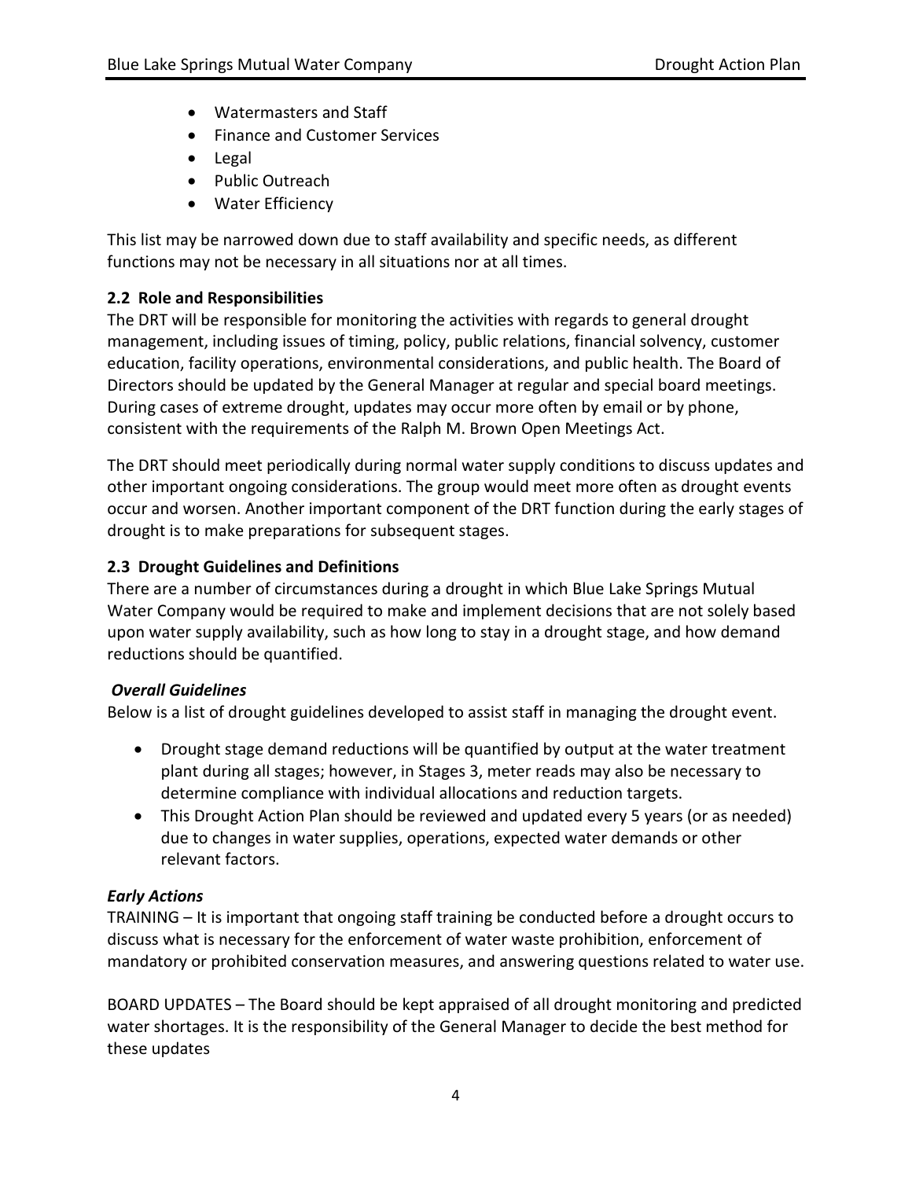- Watermasters and Staff
- Finance and Customer Services
- Legal
- Public Outreach
- Water Efficiency

This list may be narrowed down due to staff availability and specific needs, as different functions may not be necessary in all situations nor at all times.

### 2.2 Role and Responsibilities

The DRT will be responsible for monitoring the activities with regards to general drought management, including issues of timing, policy, public relations, financial solvency, customer education, facility operations, environmental considerations, and public health. The Board of Directors should be updated by the General Manager at regular and special board meetings. During cases of extreme drought, updates may occur more often by email or by phone, consistent with the requirements of the Ralph M. Brown Open Meetings Act.

The DRT should meet periodically during normal water supply conditions to discuss updates and other important ongoing considerations. The group would meet more often as drought events occur and worsen. Another important component of the DRT function during the early stages of drought is to make preparations for subsequent stages.

### 2.3 Drought Guidelines and Definitions

There are a number of circumstances during a drought in which Blue Lake Springs Mutual Water Company would be required to make and implement decisions that are not solely based upon water supply availability, such as how long to stay in a drought stage, and how demand reductions should be quantified.

***Overall Guidelines***

Below is a list of drought guidelines developed to assist staff in managing the drought event.

- Drought stage demand reductions will be quantified by output at the water treatment plant during all stages; however, in Stages 3, meter reads may also be necessary to determine compliance with individual allocations and reduction targets.
- This Drought Action Plan should be reviewed and updated every 5 years (or as needed) due to changes in water supplies, operations, expected water demands or other relevant factors.

***Early Actions***

TRAINING – It is important that ongoing staff training be conducted before a drought occurs to discuss what is necessary for the enforcement of water waste prohibition, enforcement of mandatory or prohibited conservation measures, and answering questions related to water use.

BOARD UPDATES – The Board should be kept appraised of all drought monitoring and predicted water shortages. It is the responsibility of the General Manager to decide the best method for these updates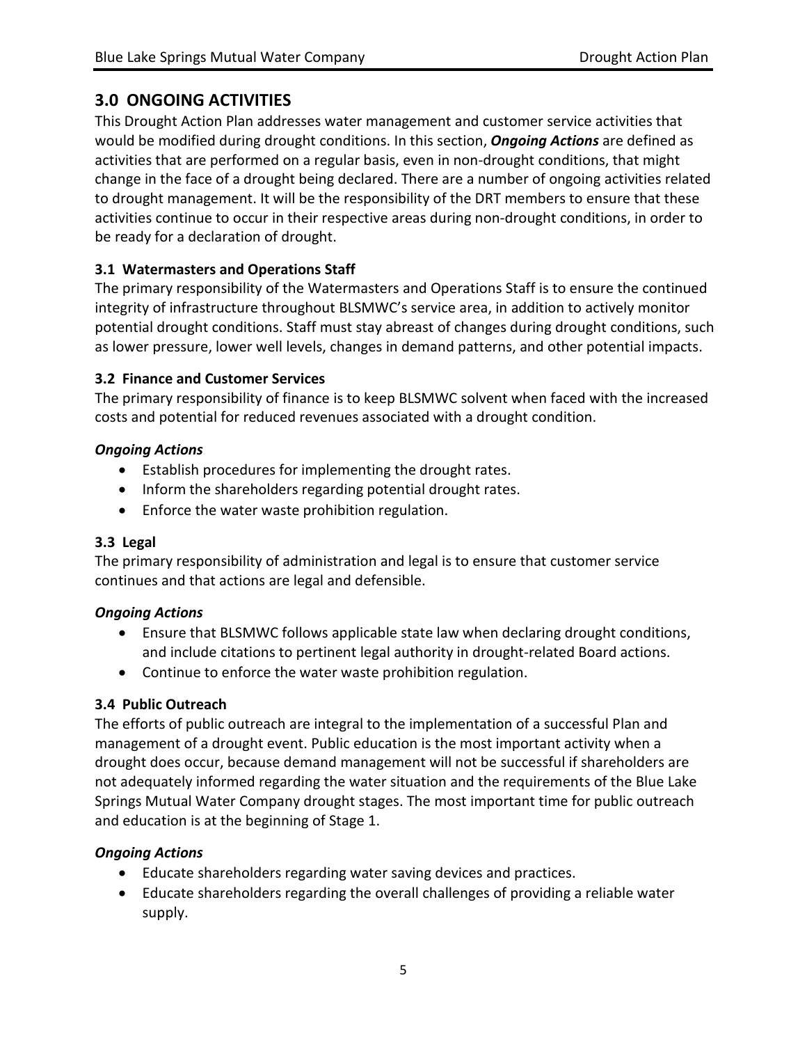## 3.0 ONGOING ACTIVITIES

This Drought Action Plan addresses water management and customer service activities that would be modified during drought conditions. In this section, ***Ongoing Actions*** are defined as activities that are performed on a regular basis, even in non-drought conditions, that might change in the face of a drought being declared. There are a number of ongoing activities related to drought management. It will be the responsibility of the DRT members to ensure that these activities continue to occur in their respective areas during non-drought conditions, in order to be ready for a declaration of drought.

### 3.1 Watermasters and Operations Staff

The primary responsibility of the Watermasters and Operations Staff is to ensure the continued integrity of infrastructure throughout BLSMWC's service area, in addition to actively monitor potential drought conditions. Staff must stay abreast of changes during drought conditions, such as lower pressure, lower well levels, changes in demand patterns, and other potential impacts.

### 3.2 Finance and Customer Services

The primary responsibility of finance is to keep BLSMWC solvent when faced with the increased costs and potential for reduced revenues associated with a drought condition.

#### *Ongoing Actions*

- Establish procedures for implementing the drought rates.
- Inform the shareholders regarding potential drought rates.
- Enforce the water waste prohibition regulation.

### 3.3 Legal

The primary responsibility of administration and legal is to ensure that customer service continues and that actions are legal and defensible.

#### *Ongoing Actions*

- Ensure that BLSMWC follows applicable state law when declaring drought conditions, and include citations to pertinent legal authority in drought-related Board actions.
- Continue to enforce the water waste prohibition regulation.

### 3.4 Public Outreach

The efforts of public outreach are integral to the implementation of a successful Plan and management of a drought event. Public education is the most important activity when a drought does occur, because demand management will not be successful if shareholders are not adequately informed regarding the water situation and the requirements of the Blue Lake Springs Mutual Water Company drought stages. The most important time for public outreach and education is at the beginning of Stage 1.

#### *Ongoing Actions*

- Educate shareholders regarding water saving devices and practices.
- Educate shareholders regarding the overall challenges of providing a reliable water supply.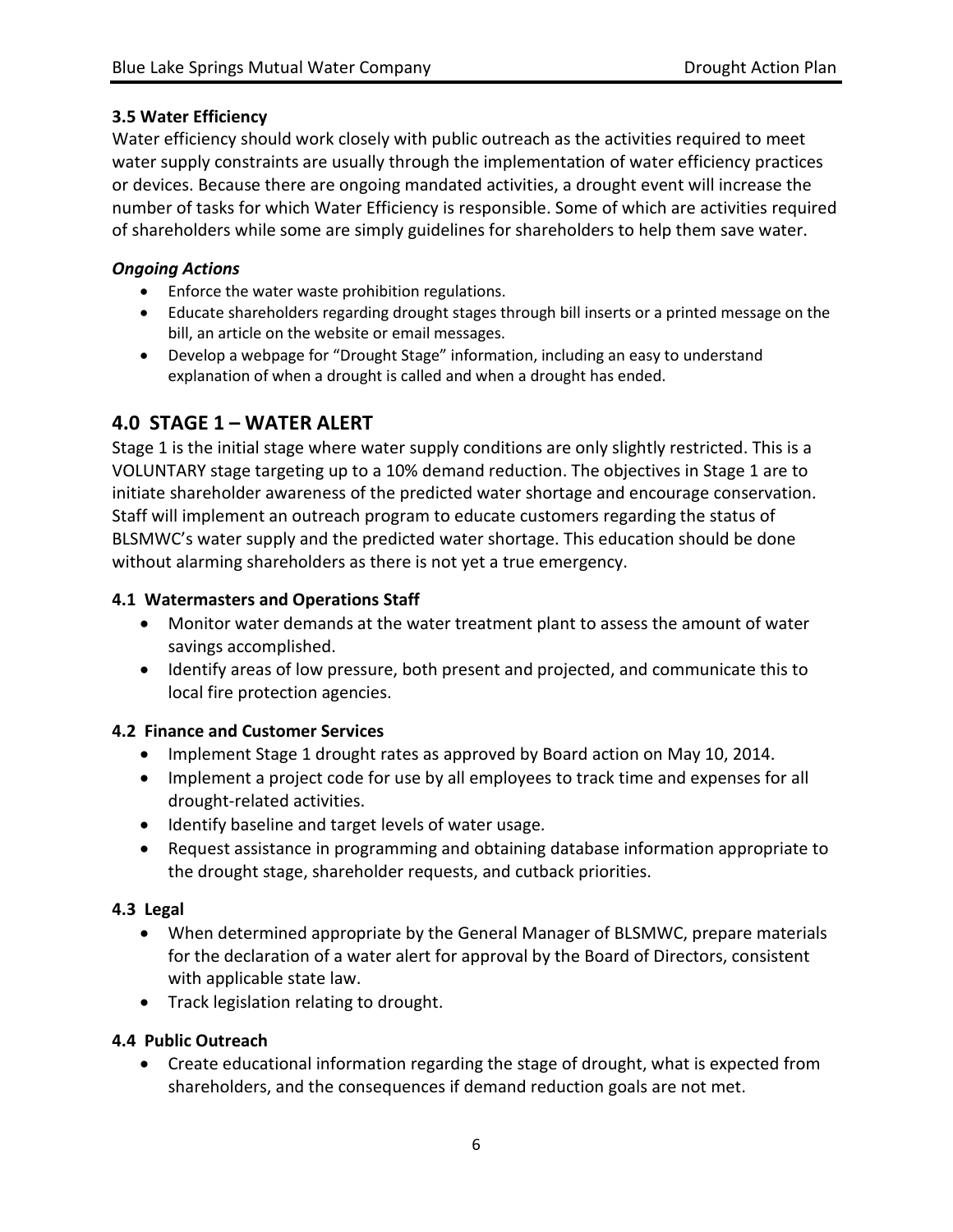### 3.5 Water Efficiency

Water efficiency should work closely with public outreach as the activities required to meet water supply constraints are usually through the implementation of water efficiency practices or devices. Because there are ongoing mandated activities, a drought event will increase the number of tasks for which Water Efficiency is responsible. Some of which are activities required of shareholders while some are simply guidelines for shareholders to help them save water.

***Ongoing Actions***

- Enforce the water waste prohibition regulations.
- Educate shareholders regarding drought stages through bill inserts or a printed message on the bill, an article on the website or email messages.
- Develop a webpage for "Drought Stage" information, including an easy to understand explanation of when a drought is called and when a drought has ended.

## 4.0 STAGE 1 – WATER ALERT

Stage 1 is the initial stage where water supply conditions are only slightly restricted. This is a VOLUNTARY stage targeting up to a 10% demand reduction. The objectives in Stage 1 are to initiate shareholder awareness of the predicted water shortage and encourage conservation. Staff will implement an outreach program to educate customers regarding the status of BLSMWC's water supply and the predicted water shortage. This education should be done without alarming shareholders as there is not yet a true emergency.

### 4.1 Watermasters and Operations Staff

- Monitor water demands at the water treatment plant to assess the amount of water savings accomplished.
- Identify areas of low pressure, both present and projected, and communicate this to local fire protection agencies.

### 4.2 Finance and Customer Services

- Implement Stage 1 drought rates as approved by Board action on May 10, 2014.
- Implement a project code for use by all employees to track time and expenses for all drought-related activities.
- Identify baseline and target levels of water usage.
- Request assistance in programming and obtaining database information appropriate to the drought stage, shareholder requests, and cutback priorities.

### 4.3 Legal

- When determined appropriate by the General Manager of BLSMWC, prepare materials for the declaration of a water alert for approval by the Board of Directors, consistent with applicable state law.
- Track legislation relating to drought.

### 4.4 Public Outreach

- Create educational information regarding the stage of drought, what is expected from shareholders, and the consequences if demand reduction goals are not met.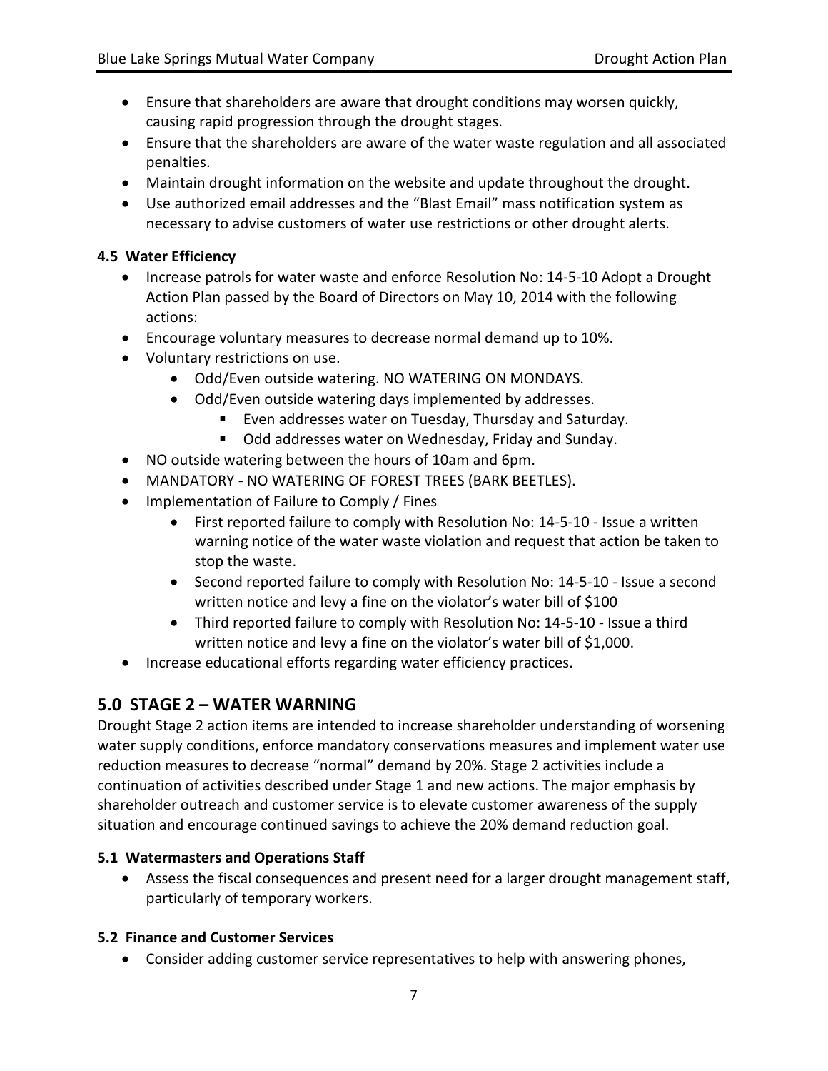- Ensure that shareholders are aware that drought conditions may worsen quickly, causing rapid progression through the drought stages.
- Ensure that the shareholders are aware of the water waste regulation and all associated penalties.
- Maintain drought information on the website and update throughout the drought.
- Use authorized email addresses and the "Blast Email" mass notification system as necessary to advise customers of water use restrictions or other drought alerts.

### 4.5 Water Efficiency

- Increase patrols for water waste and enforce Resolution No: 14-5-10 Adopt a Drought Action Plan passed by the Board of Directors on May 10, 2014 with the following actions:
- Encourage voluntary measures to decrease normal demand up to 10%.
- Voluntary restrictions on use.
  - Odd/Even outside watering. NO WATERING ON MONDAYS.
  - Odd/Even outside watering days implemented by addresses.
    - Even addresses water on Tuesday, Thursday and Saturday.
    - Odd addresses water on Wednesday, Friday and Sunday.
- NO outside watering between the hours of 10am and 6pm.
- MANDATORY - NO WATERING OF FOREST TREES (BARK BEETLES).
- Implementation of Failure to Comply / Fines
  - First reported failure to comply with Resolution No: 14-5-10 - Issue a written warning notice of the water waste violation and request that action be taken to stop the waste.
  - Second reported failure to comply with Resolution No: 14-5-10 - Issue a second written notice and levy a fine on the violator's water bill of $100
  - Third reported failure to comply with Resolution No: 14-5-10 - Issue a third written notice and levy a fine on the violator's water bill of $1,000.
- Increase educational efforts regarding water efficiency practices.

## 5.0 STAGE 2 – WATER WARNING

Drought Stage 2 action items are intended to increase shareholder understanding of worsening water supply conditions, enforce mandatory conservations measures and implement water use reduction measures to decrease "normal" demand by 20%. Stage 2 activities include a continuation of activities described under Stage 1 and new actions. The major emphasis by shareholder outreach and customer service is to elevate customer awareness of the supply situation and encourage continued savings to achieve the 20% demand reduction goal.

### 5.1 Watermasters and Operations Staff

- Assess the fiscal consequences and present need for a larger drought management staff, particularly of temporary workers.

### 5.2 Finance and Customer Services

- Consider adding customer service representatives to help with answering phones,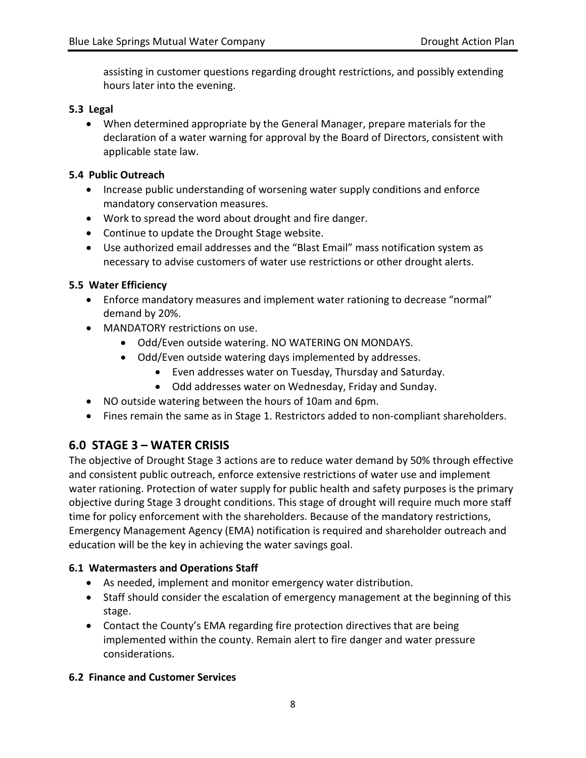assisting in customer questions regarding drought restrictions, and possibly extending hours later into the evening.

### 5.3 Legal

- When determined appropriate by the General Manager, prepare materials for the declaration of a water warning for approval by the Board of Directors, consistent with applicable state law.

### 5.4 Public Outreach

- Increase public understanding of worsening water supply conditions and enforce mandatory conservation measures.
- Work to spread the word about drought and fire danger.
- Continue to update the Drought Stage website.
- Use authorized email addresses and the "Blast Email" mass notification system as necessary to advise customers of water use restrictions or other drought alerts.

### 5.5 Water Efficiency

- Enforce mandatory measures and implement water rationing to decrease "normal" demand by 20%.
- MANDATORY restrictions on use.
    - Odd/Even outside watering. NO WATERING ON MONDAYS.
    - Odd/Even outside watering days implemented by addresses.
        - Even addresses water on Tuesday, Thursday and Saturday.
        - Odd addresses water on Wednesday, Friday and Sunday.
- NO outside watering between the hours of 10am and 6pm.
- Fines remain the same as in Stage 1. Restrictors added to non-compliant shareholders.

## 6.0 STAGE 3 – WATER CRISIS

The objective of Drought Stage 3 actions are to reduce water demand by 50% through effective and consistent public outreach, enforce extensive restrictions of water use and implement water rationing. Protection of water supply for public health and safety purposes is the primary objective during Stage 3 drought conditions. This stage of drought will require much more staff time for policy enforcement with the shareholders. Because of the mandatory restrictions, Emergency Management Agency (EMA) notification is required and shareholder outreach and education will be the key in achieving the water savings goal.

### 6.1 Watermasters and Operations Staff

- As needed, implement and monitor emergency water distribution.
- Staff should consider the escalation of emergency management at the beginning of this stage.
- Contact the County's EMA regarding fire protection directives that are being implemented within the county. Remain alert to fire danger and water pressure considerations.

### 6.2 Finance and Customer Services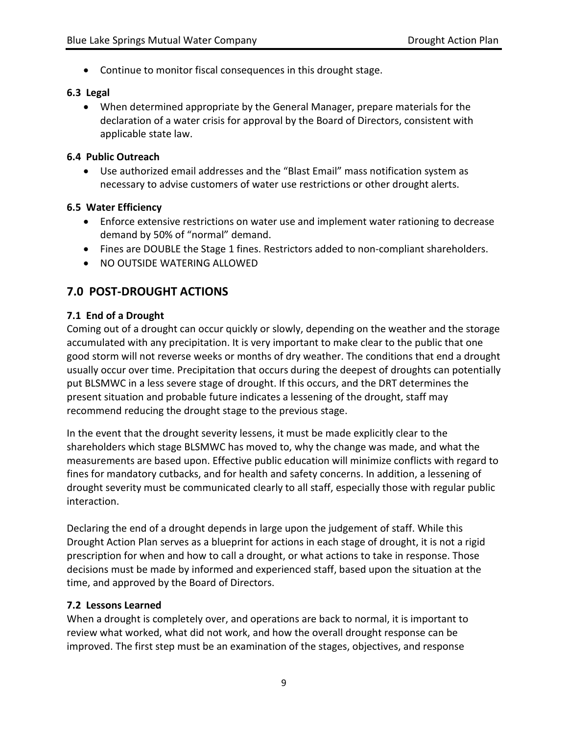- Continue to monitor fiscal consequences in this drought stage.

### 6.3 Legal

- When determined appropriate by the General Manager, prepare materials for the declaration of a water crisis for approval by the Board of Directors, consistent with applicable state law.

### 6.4 Public Outreach

- Use authorized email addresses and the "Blast Email" mass notification system as necessary to advise customers of water use restrictions or other drought alerts.

### 6.5 Water Efficiency

- Enforce extensive restrictions on water use and implement water rationing to decrease demand by 50% of "normal" demand.
- Fines are DOUBLE the Stage 1 fines. Restrictors added to non-compliant shareholders.
- NO OUTSIDE WATERING ALLOWED

## 7.0 POST-DROUGHT ACTIONS

### 7.1 End of a Drought

Coming out of a drought can occur quickly or slowly, depending on the weather and the storage accumulated with any precipitation. It is very important to make clear to the public that one good storm will not reverse weeks or months of dry weather. The conditions that end a drought usually occur over time. Precipitation that occurs during the deepest of droughts can potentially put BLSMWC in a less severe stage of drought. If this occurs, and the DRT determines the present situation and probable future indicates a lessening of the drought, staff may recommend reducing the drought stage to the previous stage.

In the event that the drought severity lessens, it must be made explicitly clear to the shareholders which stage BLSMWC has moved to, why the change was made, and what the measurements are based upon. Effective public education will minimize conflicts with regard to fines for mandatory cutbacks, and for health and safety concerns. In addition, a lessening of drought severity must be communicated clearly to all staff, especially those with regular public interaction.

Declaring the end of a drought depends in large upon the judgement of staff. While this Drought Action Plan serves as a blueprint for actions in each stage of drought, it is not a rigid prescription for when and how to call a drought, or what actions to take in response. Those decisions must be made by informed and experienced staff, based upon the situation at the time, and approved by the Board of Directors.

### 7.2 Lessons Learned

When a drought is completely over, and operations are back to normal, it is important to review what worked, what did not work, and how the overall drought response can be improved. The first step must be an examination of the stages, objectives, and response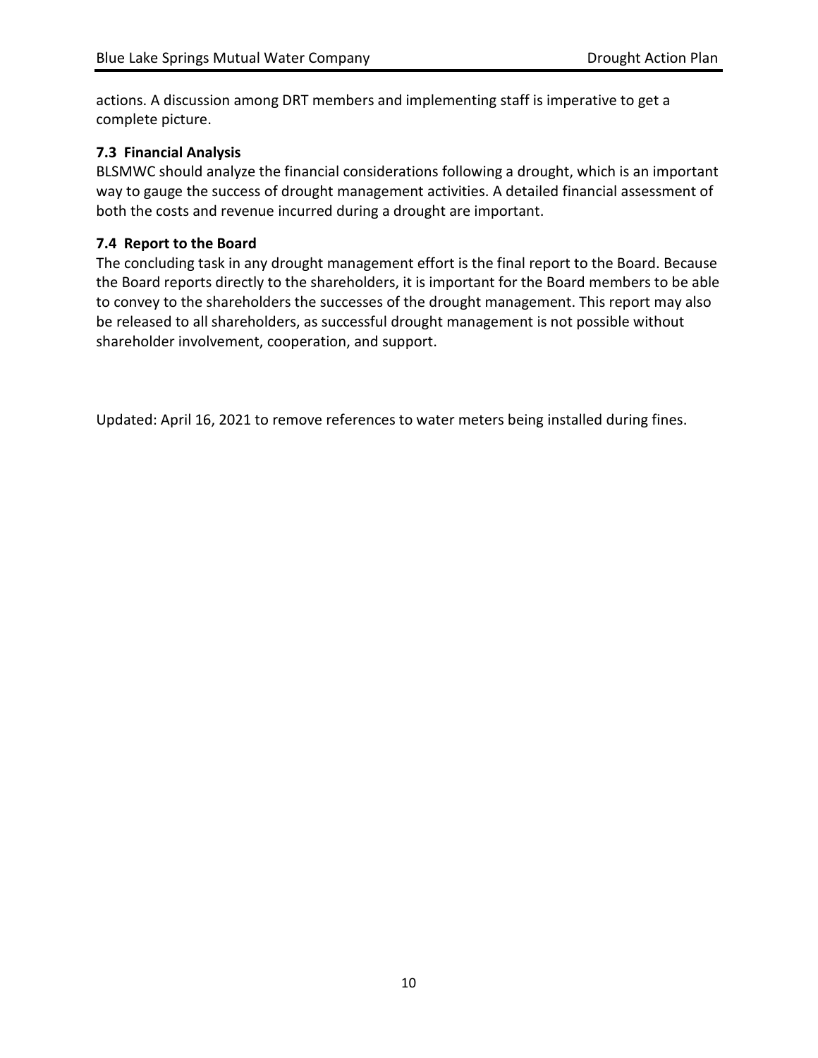actions. A discussion among DRT members and implementing staff is imperative to get a complete picture.

### 7.3 Financial Analysis

BLSMWC should analyze the financial considerations following a drought, which is an important way to gauge the success of drought management activities. A detailed financial assessment of both the costs and revenue incurred during a drought are important.

### 7.4 Report to the Board

The concluding task in any drought management effort is the final report to the Board. Because the Board reports directly to the shareholders, it is important for the Board members to be able to convey to the shareholders the successes of the drought management. This report may also be released to all shareholders, as successful drought management is not possible without shareholder involvement, cooperation, and support.

Updated: April 16, 2021 to remove references to water meters being installed during fines.